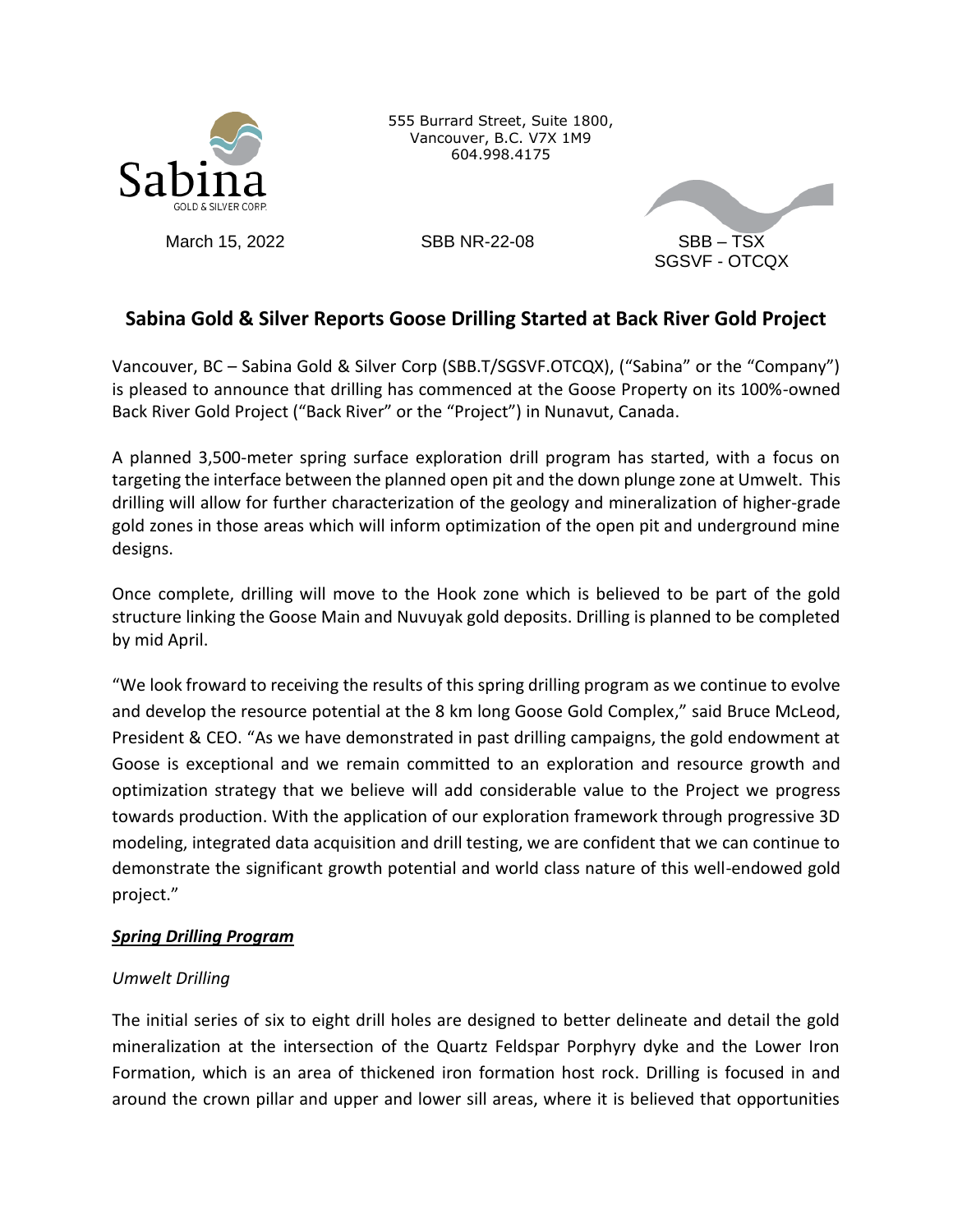Sabina
GOLD & SILVER CORP.

555 Burrard Street, Suite 1800,
Vancouver, B.C. V7X 1M9
604.998.4175

March 15, 2022 SBB NR-22-08 SBB – TSX
SGSVF - OTCQX

# Sabina Gold & Silver Reports Goose Drilling Started at Back River Gold Project

Vancouver, BC – Sabina Gold & Silver Corp (SBB.T/SGSVF.OTCQX), ("Sabina" or the "Company") is pleased to announce that drilling has commenced at the Goose Property on its 100%-owned Back River Gold Project ("Back River" or the "Project") in Nunavut, Canada.

A planned 3,500-meter spring surface exploration drill program has started, with a focus on targeting the interface between the planned open pit and the down plunge zone at Umwelt. This drilling will allow for further characterization of the geology and mineralization of higher-grade gold zones in those areas which will inform optimization of the open pit and underground mine designs.

Once complete, drilling will move to the Hook zone which is believed to be part of the gold structure linking the Goose Main and Nuvuyak gold deposits. Drilling is planned to be completed by mid April.

"We look froward to receiving the results of this spring drilling program as we continue to evolve and develop the resource potential at the 8 km long Goose Gold Complex," said Bruce McLeod, President & CEO. "As we have demonstrated in past drilling campaigns, the gold endowment at Goose is exceptional and we remain committed to an exploration and resource growth and optimization strategy that we believe will add considerable value to the Project we progress towards production. With the application of our exploration framework through progressive 3D modeling, integrated data acquisition and drill testing, we are confident that we can continue to demonstrate the significant growth potential and world class nature of this well-endowed gold project."

## ***Spring Drilling Program***

### *Umwelt Drilling*

The initial series of six to eight drill holes are designed to better delineate and detail the gold mineralization at the intersection of the Quartz Feldspar Porphyry dyke and the Lower Iron Formation, which is an area of thickened iron formation host rock. Drilling is focused in and around the crown pillar and upper and lower sill areas, where it is believed that opportunities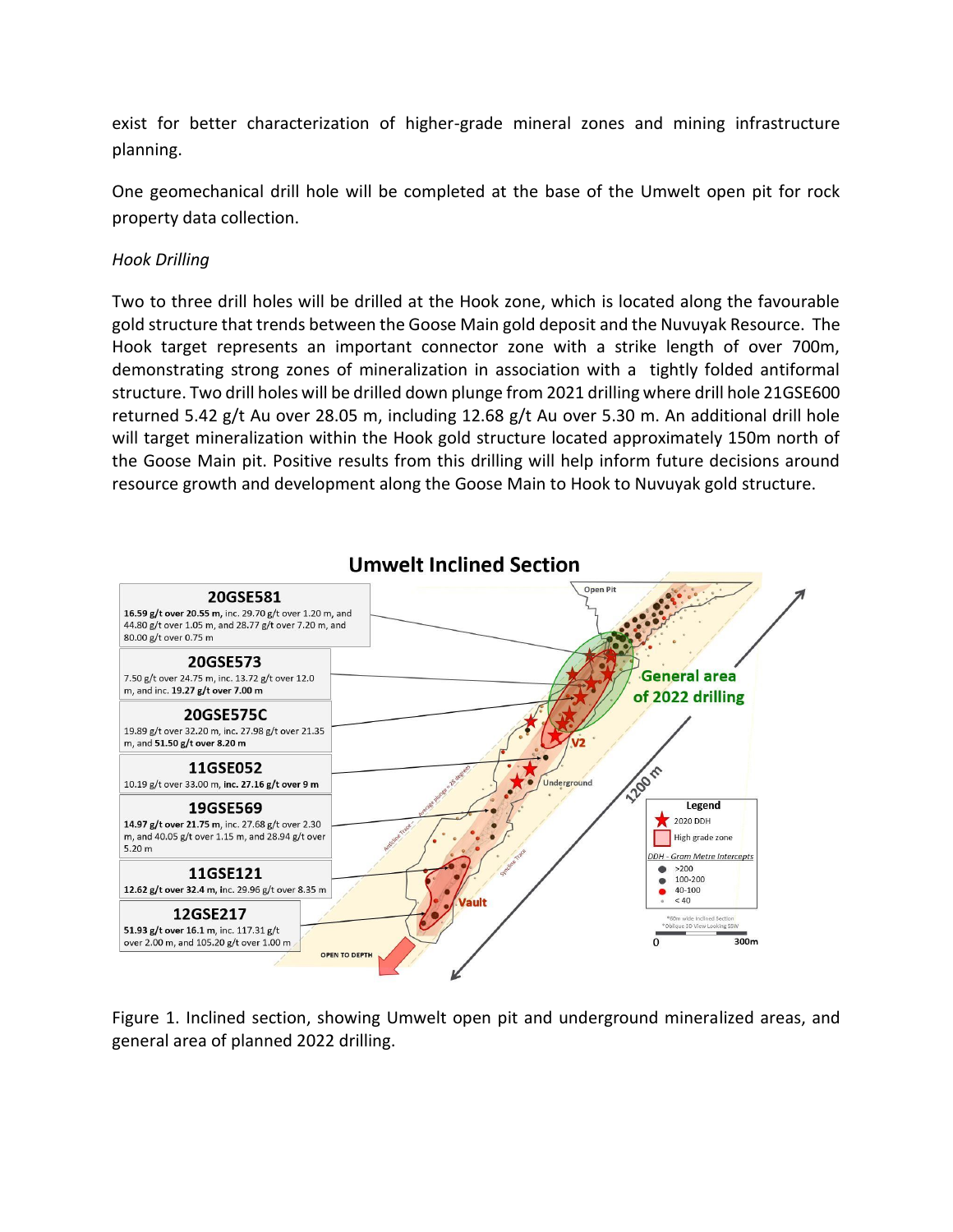exist for better characterization of higher-grade mineral zones and mining infrastructure planning.

One geomechanical drill hole will be completed at the base of the Umwelt open pit for rock property data collection.

*Hook Drilling*

Two to three drill holes will be drilled at the Hook zone, which is located along the favourable gold structure that trends between the Goose Main gold deposit and the Nuvuyak Resource. The Hook target represents an important connector zone with a strike length of over 700m, demonstrating strong zones of mineralization in association with a tightly folded antiformal structure. Two drill holes will be drilled down plunge from 2021 drilling where drill hole 21GSE600 returned 5.42 g/t Au over 28.05 m, including 12.68 g/t Au over 5.30 m. An additional drill hole will target mineralization within the Hook gold structure located approximately 150m north of the Goose Main pit. Positive results from this drilling will help inform future decisions around resource growth and development along the Goose Main to Hook to Nuvuyak gold structure.

Umwelt Inclined Section

20GSE581
**16.59 g/t over 20.55 m**, inc. 29.70 g/t over 1.20 m, and 44.80 g/t over 1.05 m, and 28.77 g/t over 7.20 m, and 80.00 g/t over 0.75 m

20GSE573
7.50 g/t over 24.75 m, inc. 13.72 g/t over 12.0 m, and inc. **19.27 g/t over 7.00 m**

20GSE575C
19.89 g/t over 32.20 m, inc. 27.98 g/t over 21.35 m, and **51.50 g/t over 8.20 m**

11GSE052
10.19 g/t over 33.00 m, **inc. 27.16 g/t over 9 m**

19GSE569
**14.97 g/t over 21.75 m**, inc. 27.68 g/t over 2.30 m, and 40.05 g/t over 1.15 m, and 28.94 g/t over 5.20 m

11GSE121
**12.62 g/t over 32.4 m**, inc. 29.96 g/t over 8.35 m

12GSE217
**51.93 g/t over 16.1 m**, inc. 117.31 g/t over 2.00 m, and 105.20 g/t over 1.00 m

Open Pit
General area of 2022 drilling
V2
Underground
Vault
OPEN TO DEPTH
1200 m
Average plunge ~28 degrees
Anticline Trace
Syncline Trace

Legend
2020 DDH
High grade zone
DDH - Gram Metre Intercepts
>200
100-200
40-100
< 40
*60m wide inclined Section
*Oblique 3D View Looking SSW
0
300m

Figure 1. Inclined section, showing Umwelt open pit and underground mineralized areas, and general area of planned 2022 drilling.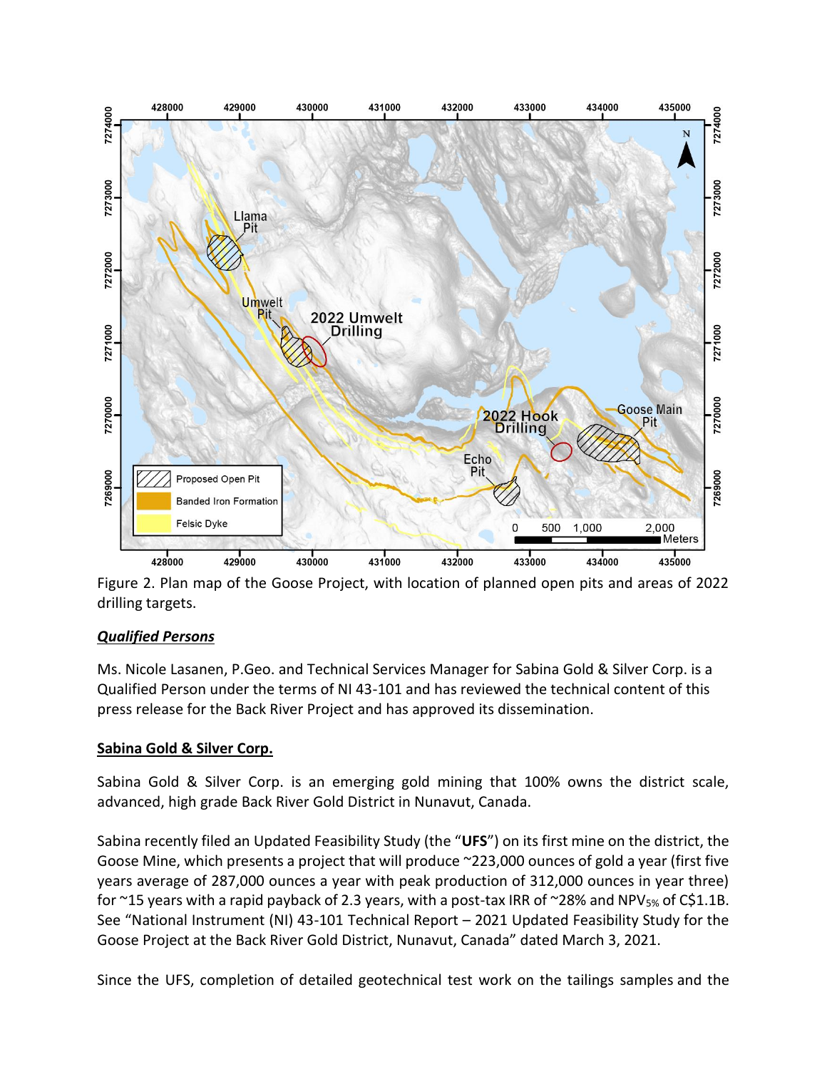428000 429000 430000 431000 432000 433000 434000 435000

7274000 7273000 7272000 7271000 7270000 7269000

N

Llama Pit

Umwelt Pit

2022 Umwelt Drilling

2022 Hook Drilling

Goose Main Pit

Echo Pit

Proposed Open Pit

Banded Iron Formation

Felsic Dyke

0 500 1,000 2,000 Meters

Figure 2. Plan map of the Goose Project, with location of planned open pits and areas of 2022 drilling targets.

## ***Qualified Persons***

Ms. Nicole Lasanen, P.Geo. and Technical Services Manager for Sabina Gold & Silver Corp. is a Qualified Person under the terms of NI 43-101 and has reviewed the technical content of this press release for the Back River Project and has approved its dissemination.

## **Sabina Gold & Silver Corp.**

Sabina Gold & Silver Corp. is an emerging gold mining that 100% owns the district scale, advanced, high grade Back River Gold District in Nunavut, Canada.

Sabina recently filed an Updated Feasibility Study (the "**UFS**") on its first mine on the district, the Goose Mine, which presents a project that will produce ~223,000 ounces of gold a year (first five years average of 287,000 ounces a year with peak production of 312,000 ounces in year three) for ~15 years with a rapid payback of 2.3 years, with a post-tax IRR of ~28% and $NPV_{5\%}$ of C$1.1B. See "National Instrument (NI) 43-101 Technical Report – 2021 Updated Feasibility Study for the Goose Project at the Back River Gold District, Nunavut, Canada" dated March 3, 2021.

Since the UFS, completion of detailed geotechnical test work on the tailings samples and the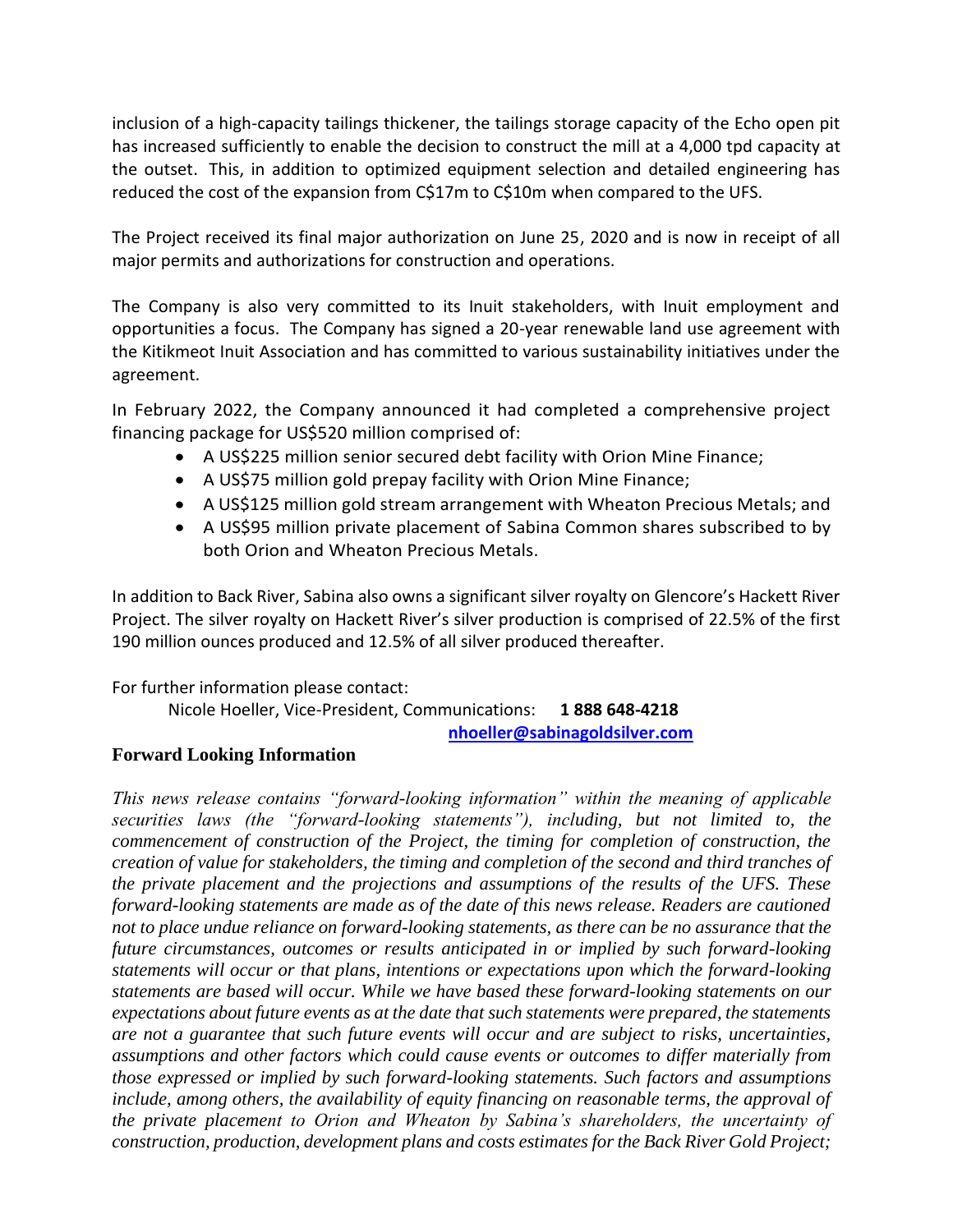inclusion of a high-capacity tailings thickener, the tailings storage capacity of the Echo open pit has increased sufficiently to enable the decision to construct the mill at a 4,000 tpd capacity at the outset. This, in addition to optimized equipment selection and detailed engineering has reduced the cost of the expansion from C$17m to C$10m when compared to the UFS.

The Project received its final major authorization on June 25, 2020 and is now in receipt of all major permits and authorizations for construction and operations.

The Company is also very committed to its Inuit stakeholders, with Inuit employment and opportunities a focus. The Company has signed a 20-year renewable land use agreement with the Kitikmeot Inuit Association and has committed to various sustainability initiatives under the agreement.

In February 2022, the Company announced it had completed a comprehensive project financing package for US$520 million comprised of:

- A US$225 million senior secured debt facility with Orion Mine Finance;
- A US$75 million gold prepay facility with Orion Mine Finance;
- A US$125 million gold stream arrangement with Wheaton Precious Metals; and
- A US$95 million private placement of Sabina Common shares subscribed to by both Orion and Wheaton Precious Metals.

In addition to Back River, Sabina also owns a significant silver royalty on Glencore's Hackett River Project. The silver royalty on Hackett River's silver production is comprised of 22.5% of the first 190 million ounces produced and 12.5% of all silver produced thereafter.

For further information please contact:

Nicole Hoeller, Vice-President, Communications: **1 888 648-4218**
**nhoeller@sabinagoldsilver.com**

## Forward Looking Information

*This news release contains "forward-looking information" within the meaning of applicable securities laws (the "forward-looking statements"), including, but not limited to, the commencement of construction of the Project, the timing for completion of construction, the creation of value for stakeholders, the timing and completion of the second and third tranches of the private placement and the projections and assumptions of the results of the UFS. These forward-looking statements are made as of the date of this news release. Readers are cautioned not to place undue reliance on forward-looking statements, as there can be no assurance that the future circumstances, outcomes or results anticipated in or implied by such forward-looking statements will occur or that plans, intentions or expectations upon which the forward-looking statements are based will occur. While we have based these forward-looking statements on our expectations about future events as at the date that such statements were prepared, the statements are not a guarantee that such future events will occur and are subject to risks, uncertainties, assumptions and other factors which could cause events or outcomes to differ materially from those expressed or implied by such forward-looking statements. Such factors and assumptions include, among others, the availability of equity financing on reasonable terms, the approval of the private placement to Orion and Wheaton by Sabina's shareholders, the uncertainty of construction, production, development plans and costs estimates for the Back River Gold Project;*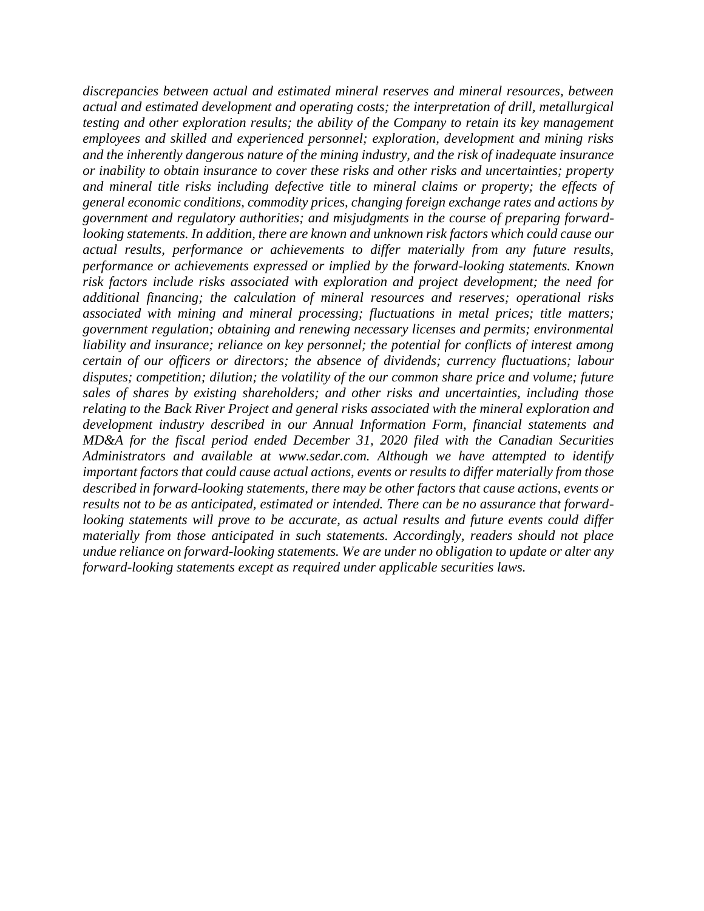*discrepancies between actual and estimated mineral reserves and mineral resources, between actual and estimated development and operating costs; the interpretation of drill, metallurgical testing and other exploration results; the ability of the Company to retain its key management employees and skilled and experienced personnel; exploration, development and mining risks and the inherently dangerous nature of the mining industry, and the risk of inadequate insurance or inability to obtain insurance to cover these risks and other risks and uncertainties; property and mineral title risks including defective title to mineral claims or property; the effects of general economic conditions, commodity prices, changing foreign exchange rates and actions by government and regulatory authorities; and misjudgments in the course of preparing forward-looking statements. In addition, there are known and unknown risk factors which could cause our actual results, performance or achievements to differ materially from any future results, performance or achievements expressed or implied by the forward-looking statements. Known risk factors include risks associated with exploration and project development; the need for additional financing; the calculation of mineral resources and reserves; operational risks associated with mining and mineral processing; fluctuations in metal prices; title matters; government regulation; obtaining and renewing necessary licenses and permits; environmental liability and insurance; reliance on key personnel; the potential for conflicts of interest among certain of our officers or directors; the absence of dividends; currency fluctuations; labour disputes; competition; dilution; the volatility of the our common share price and volume; future sales of shares by existing shareholders; and other risks and uncertainties, including those relating to the Back River Project and general risks associated with the mineral exploration and development industry described in our Annual Information Form, financial statements and MD&A for the fiscal period ended December 31, 2020 filed with the Canadian Securities Administrators and available at www.sedar.com. Although we have attempted to identify important factors that could cause actual actions, events or results to differ materially from those described in forward-looking statements, there may be other factors that cause actions, events or results not to be as anticipated, estimated or intended. There can be no assurance that forward-looking statements will prove to be accurate, as actual results and future events could differ materially from those anticipated in such statements. Accordingly, readers should not place undue reliance on forward-looking statements. We are under no obligation to update or alter any forward-looking statements except as required under applicable securities laws.*